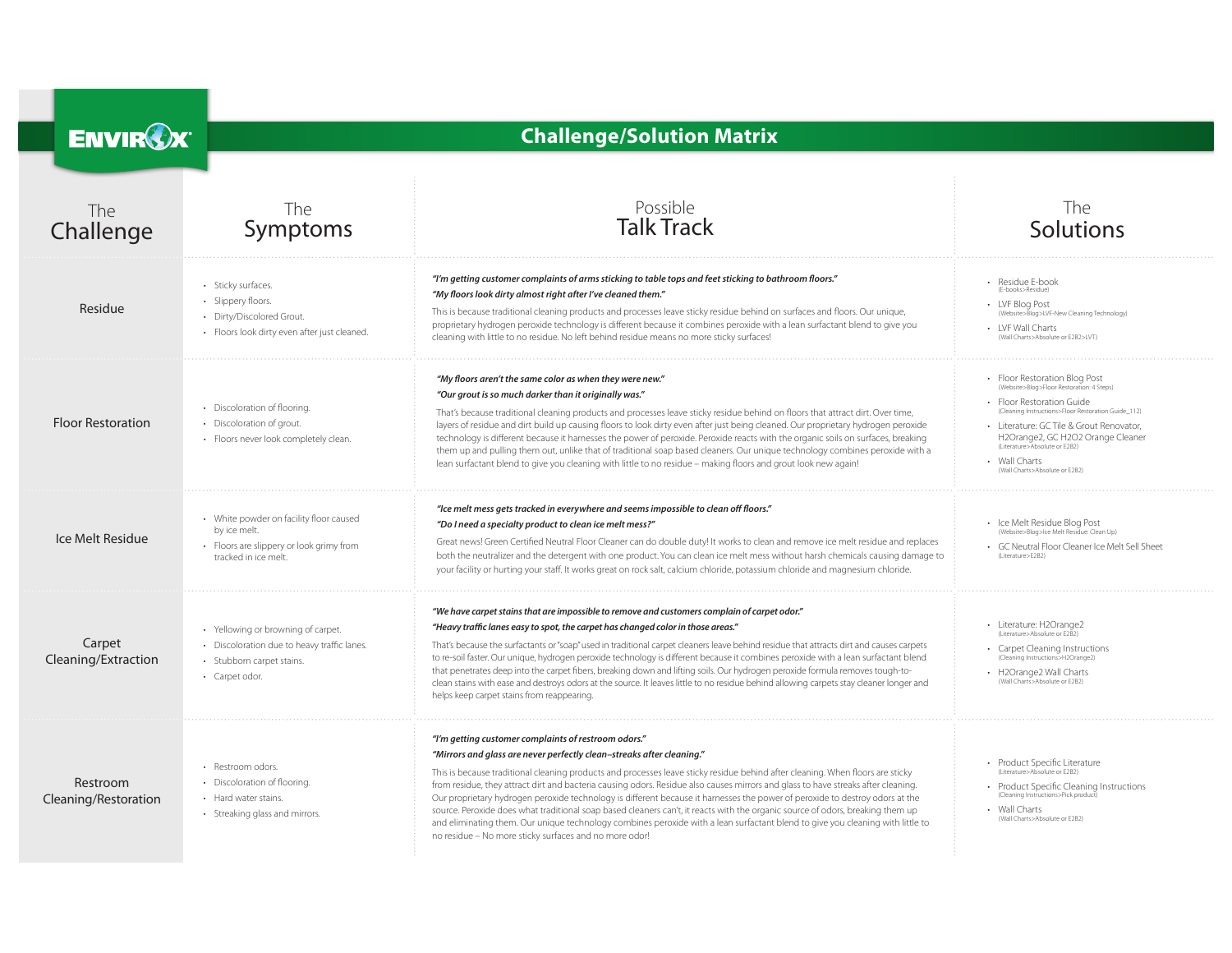# ENVIROX

## Challenge/Solution Matrix

| The Challenge | The Symptoms | Possible Talk Track | The Solutions |
|---|---|---|---|
| Residue | • Sticky surfaces.<br>• Slippery floors.<br>• Dirty/Discolored Grout.<br>• Floors look dirty even after just cleaned. | ***"I'm getting customer complaints of arms sticking to table tops and feet sticking to bathroom floors."***<br>***"My floors look dirty almost right after I've cleaned them."***<br>This is because traditional cleaning products and processes leave sticky residue behind on surfaces and floors. Our unique, proprietary hydrogen peroxide technology is different because it combines peroxide with a lean surfactant blend to give you cleaning with little to no residue. No left behind residue means no more sticky surfaces! | • Residue E-book (E-books>Residue)<br>• LVF Blog Post (Website>Blog>LVF-New Cleaning Technology)<br>• LVF Wall Charts (Wall Charts>Absolute or E2B2>LVT) |
| Floor Restoration | • Discoloration of flooring.<br>• Discoloration of grout.<br>• Floors never look completely clean. | ***"My floors aren't the same color as when they were new."***<br>***"Our grout is so much darker than it originally was."***<br>That's because traditional cleaning products and processes leave sticky residue behind on floors that attract dirt. Over time, layers of residue and dirt build up causing floors to look dirty even after just being cleaned. Our proprietary hydrogen peroxide technology is different because it harnesses the power of peroxide. Peroxide reacts with the organic soils on surfaces, breaking them up and pulling them out, unlike that of traditional soap based cleaners. Our unique technology combines peroxide with a lean surfactant blend to give you cleaning with little to no residue – making floors and grout look new again! | • Floor Restoration Blog Post (Website>Blog>Floor Restoration: 4 Steps)<br>• Floor Restoration Guide (Cleaning Instructions>Floor Restoration Guide_112)<br>• Literature: GC Tile & Grout Renovator, H2Orange2, GC H2O2 Orange Cleaner (Literature>Absolute or E2B2)<br>• Wall Charts (Wall Charts>Absolute or E2B2) |
| Ice Melt Residue | • White powder on facility floor caused by ice melt.<br>• Floors are slippery or look grimy from tracked in ice melt. | ***"Ice melt mess gets tracked in everywhere and seems impossible to clean off floors."***<br>***"Do I need a specialty product to clean ice melt mess?"***<br>Great news! Green Certified Neutral Floor Cleaner can do double duty! It works to clean and remove ice melt residue and replaces both the neutralizer and the detergent with one product. You can clean ice melt mess without harsh chemicals causing damage to your facility or hurting your staff. It works great on rock salt, calcium chloride, potassium chloride and magnesium chloride. | • Ice Melt Residue Blog Post (Website>Blog>Ice Melt Residue: Clean Up)<br>• GC Neutral Floor Cleaner Ice Melt Sell Sheet (Literature>E2B2) |
| Carpet Cleaning/Extraction | • Yellowing or browning of carpet.<br>• Discoloration due to heavy traffic lanes.<br>• Stubborn carpet stains.<br>• Carpet odor. | ***"We have carpet stains that are impossible to remove and customers complain of carpet odor."***<br>***"Heavy traffic lanes easy to spot, the carpet has changed color in those areas."***<br>That's because the surfactants or "soap" used in traditional carpet cleaners leave behind residue that attracts dirt and causes carpets to re-soil faster. Our unique, hydrogen peroxide technology is different because it combines peroxide with a lean surfactant blend that penetrates deep into the carpet fibers, breaking down and lifting soils. Our hydrogen peroxide formula removes tough-to-clean stains with ease and destroys odors at the source. It leaves little to no residue behind allowing carpets stay cleaner longer and helps keep carpet stains from reappearing. | • Literature: H2Orange2 (Literature>Absolute or E2B2)<br>• Carpet Cleaning Instructions (Cleaning Instructions>H2Orange2)<br>• H2Orange2 Wall Charts (Wall Charts>Absolute or E2B2) |
| Restroom Cleaning/Restoration | • Restroom odors.<br>• Discoloration of flooring.<br>• Hard water stains.<br>• Streaking glass and mirrors. | ***"I'm getting customer complaints of restroom odors."***<br>***"Mirrors and glass are never perfectly clean–streaks after cleaning."***<br>This is because traditional cleaning products and processes leave sticky residue behind after cleaning. When floors are sticky from residue, they attract dirt and bacteria causing odors. Residue also causes mirrors and glass to have streaks after cleaning. Our proprietary hydrogen peroxide technology is different because it harnesses the power of peroxide to destroy odors at the source. Peroxide does what traditional soap based cleaners can't, it reacts with the organic source of odors, breaking them up and eliminating them. Our unique technology combines peroxide with a lean surfactant blend to give you cleaning with little to no residue – No more sticky surfaces and no more odor! | • Product Specific Literature (Literature>Absolute or E2B2)<br>• Product Specific Cleaning Instructions (Cleaning Instructions>Pick product)<br>• Wall Charts (Wall Charts>Absolute or E2B2) |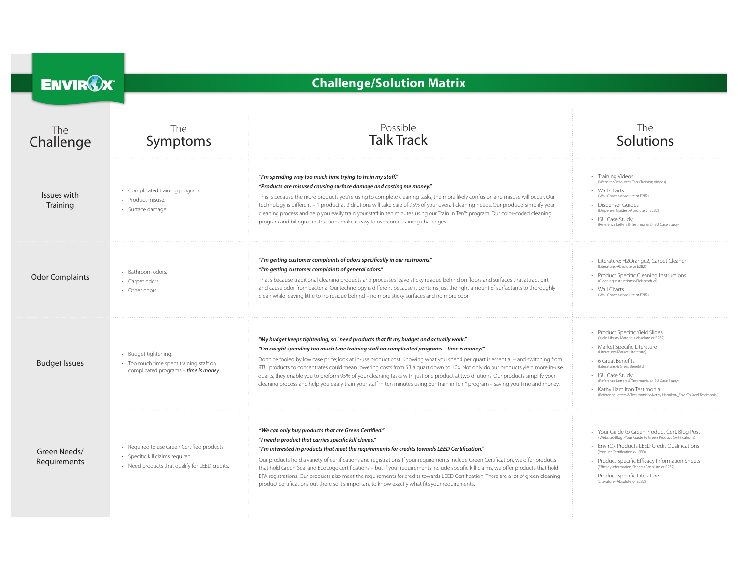# ENVIROX

## Challenge/Solution Matrix

| The Challenge | The Symptoms | Possible Talk Track | The Solutions |
|---|---|---|---|
| Issues with Training | • Complicated training program.<br>• Product misuse.<br>• Surface damage. | ***"I'm spending way too much time trying to train my staff."***<br>***"Products are misused causing surface damage and costing me money."***<br>This is because the more products you're using to complete cleaning tasks, the more likely confusion and misuse will occur. Our technology is different – 1 product at 2 dilutions will take care of 95% of your overall cleaning needs. Our products simplify your cleaning process and help you easily train your staff in ten minutes using our Train in Ten™ program. Our color-coded cleaning program and bilingual instructions make it easy to overcome training challenges. | • Training Videos (Website>Resources Tab>Training Videos)<br>• Wall Charts (Wall Charts>Absolute or E2B2)<br>• Dispenser Guides (Dispenser Guides>Absolute or E2B2)<br>• ISU Case Study (Reference Letters & Testimonials>ISU Case Study) |
| Odor Complaints | • Bathroom odors.<br>• Carpet odors.<br>• Other odors. | ***"I'm getting customer complaints of odors specifically in our restrooms."***<br>***"I'm getting customer complaints of general odors."***<br>That's because traditional cleaning products and processes leave sticky residue behind on floors and surfaces that attract dirt and cause odor from bacteria. Our technology is different because it contains just the right amount of surfactants to thoroughly clean while leaving little to no residue behind – no more sticky surfaces and no more odor! | • Literature: H2Orange2, Carpet Cleaner (Literature>Absolute or E2B2)<br>• Product Specific Cleaning Instructions (Cleaning Instructions>Pick product)<br>• Wall Charts (Wall Charts>Absolute or E2B2) |
| Budget Issues | • Budget tightening.<br>• Too much time spent training staff on complicated programs – *time is money*. | ***"My budget keeps tightening, so I need products that fit my budget and actually work."***<br>***"I'm caught spending too much time training staff on complicated programs – time is money!"***<br>Don't be fooled by low case price; look at in-use product cost. Knowing what you spend per quart is essential – and switching from RTU products to concentrates could mean lowering costs from $3 a quart down to 10¢. Not only do our products yield more in-use quarts, they enable you to preform 95% of your cleaning tasks with just one product at two dilutions. Our products simplify your cleaning process and help you easily train your staff in ten minutes using our Train in Ten™ program – saving you time and money. | • Product Specific Yield Slides (Yield Library Material>Absolute or E2B2)<br>• Market Specific Literature (Literature>Market Literature)<br>• 6 Great Benefits (Literature>6 Great Benefits)<br>• ISU Case Study (Reference Letters & Testimonials>ISU Case Study)<br>• Kathy Hamilton Testimonial (Reference Letters & Testimonials>Kathy Hamilton_EnvirOx Xcel Testimonial) |
| Green Needs/ Requirements | • Required to use Green Certified products.<br>• Specific kill claims required.<br>• Need products that qualify for LEED credits. | ***"We can only buy products that are Green Certified."***<br>***"I need a product that carries specific kill claims."***<br>***"I'm interested in products that meet the requirements for credits towards LEED Certification."***<br>Our products hold a variety of certifications and registrations. If your requirements include Green Certification, we offer products that hold Green Seal and EcoLogo certifications – but if your requirements include specific kill claims, we offer products that hold EPA registrations. Our products also meet the requirements for credits towards LEED Certification. There are a lot of green cleaning product certifications out there so it's important to know exactly what fits your requirements. | • Your Guide to Green Product Cert. Blog Post (Website>Blog>Your Guide to Green Product Certifications)<br>• EnvirOx Products LEED Credit Qualifications (Product Certifications>LEED)<br>• Product Specific Efficacy Information Sheets (Efficacy Information Sheets>Absolute or E2B2)<br>• Product Specific Literature (Literature>Absolute or E2B2) |